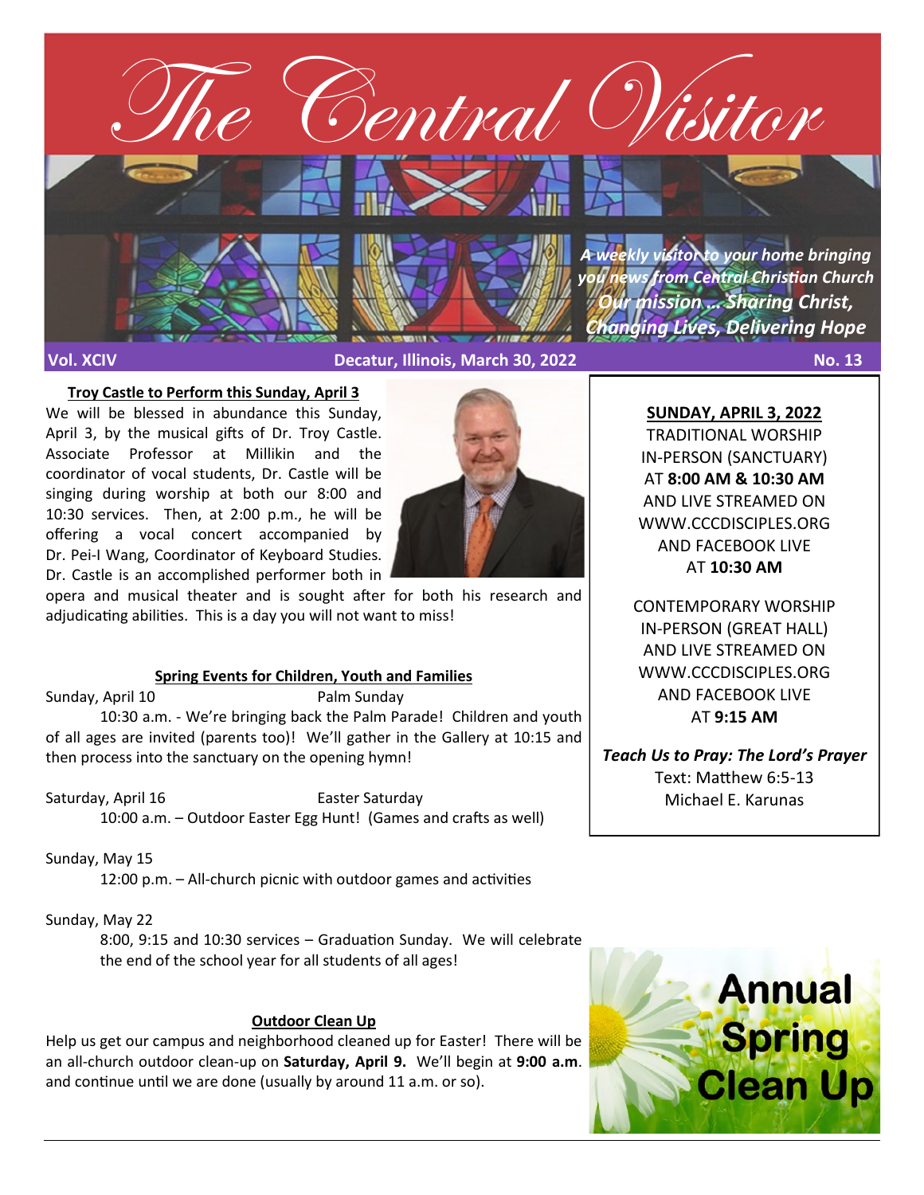# The Central Visitor

*A weekly visitor to your home bringing you news from Central Christian Church*
***Our mission ... Sharing Christ, Changing Lives, Delivering Hope***

**Vol. XCIV** **Decatur, Illinois, March 30, 2022** **No. 13**

## Troy Castle to Perform this Sunday, April 3

We will be blessed in abundance this Sunday, April 3, by the musical gifts of Dr. Troy Castle. Associate Professor at Millikin and the coordinator of vocal students, Dr. Castle will be singing during worship at both our 8:00 and 10:30 services. Then, at 2:00 p.m., he will be offering a vocal concert accompanied by Dr. Pei-I Wang, Coordinator of Keyboard Studies. Dr. Castle is an accomplished performer both in opera and musical theater and is sought after for both his research and adjudicating abilities. This is a day you will not want to miss!

## Spring Events for Children, Youth and Families

Sunday, April 10 — Palm Sunday
10:30 a.m. - We're bringing back the Palm Parade! Children and youth of all ages are invited (parents too)! We'll gather in the Gallery at 10:15 and then process into the sanctuary on the opening hymn!

Saturday, April 16 — Easter Saturday
10:00 a.m. – Outdoor Easter Egg Hunt! (Games and crafts as well)

Sunday, May 15
12:00 p.m. – All-church picnic with outdoor games and activities

Sunday, May 22
8:00, 9:15 and 10:30 services – Graduation Sunday. We will celebrate the end of the school year for all students of all ages!

## Outdoor Clean Up

Help us get our campus and neighborhood cleaned up for Easter! There will be an all-church outdoor clean-up on **Saturday, April 9.** We'll begin at **9:00 a.m**. and continue until we are done (usually by around 11 a.m. or so).

Annual Spring Clean Up

---

**SUNDAY, APRIL 3, 2022**

TRADITIONAL WORSHIP
IN-PERSON (SANCTUARY)
AT **8:00 AM & 10:30 AM**
AND LIVE STREAMED ON
WWW.CCCDISCIPLES.ORG
AND FACEBOOK LIVE
AT **10:30 AM**

CONTEMPORARY WORSHIP
IN-PERSON (GREAT HALL)
AND LIVE STREAMED ON
WWW.CCCDISCIPLES.ORG
AND FACEBOOK LIVE
AT **9:15 AM**

***Teach Us to Pray: The Lord's Prayer***
Text: Matthew 6:5-13
Michael E. Karunas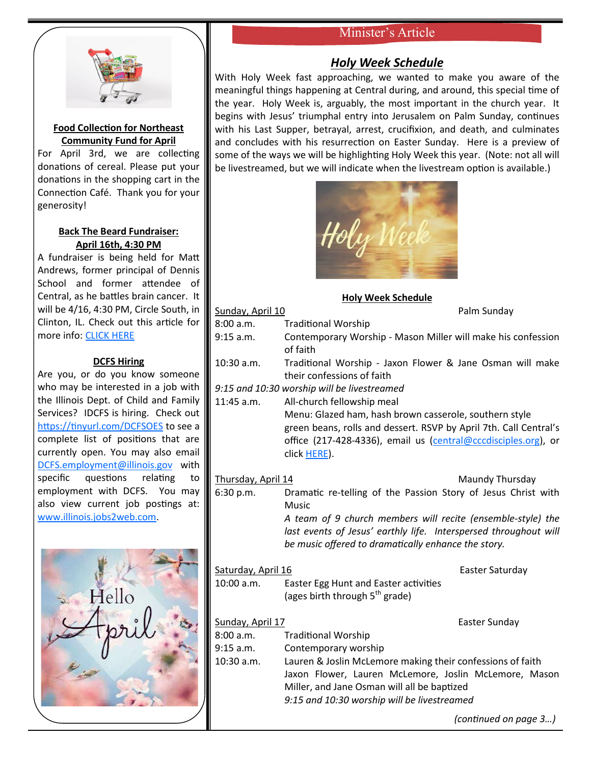**Food Collection for Northeast Community Fund for April**

For April 3rd, we are collecting donations of cereal. Please put your donations in the shopping cart in the Connection Café. Thank you for your generosity!

**Back The Beard Fundraiser: April 16th, 4:30 PM**

A fundraiser is being held for Matt Andrews, former principal of Dennis School and former attendee of Central, as he battles brain cancer. It will be 4/16, 4:30 PM, Circle South, in Clinton, IL. Check out this article for more info: CLICK HERE

**DCFS Hiring**

Are you, or do you know someone who may be interested in a job with the Illinois Dept. of Child and Family Services? IDCFS is hiring. Check out https://tinyurl.com/DCFSOES to see a complete list of positions that are currently open. You may also email DCFS.employment@illinois.gov with specific questions relating to employment with DCFS. You may also view current job postings at: www.illinois.jobs2web.com.

## Minister's Article

### *Holy Week Schedule*

With Holy Week fast approaching, we wanted to make you aware of the meaningful things happening at Central during, and around, this special time of the year. Holy Week is, arguably, the most important in the church year. It begins with Jesus' triumphal entry into Jerusalem on Palm Sunday, continues with his Last Supper, betrayal, arrest, crucifixion, and death, and culminates and concludes with his resurrection on Easter Sunday. Here is a preview of some of the ways we will be highlighting Holy Week this year. (Note: not all will be livestreamed, but we will indicate when the livestream option is available.)

**Holy Week Schedule**

**Sunday, April 10** — Palm Sunday

- 8:00 a.m. — Traditional Worship
- 9:15 a.m. — Contemporary Worship - Mason Miller will make his confession of faith
- 10:30 a.m. — Traditional Worship - Jaxon Flower & Jane Osman will make their confessions of faith

*9:15 and 10:30 worship will be livestreamed*

- 11:45 a.m. — All-church fellowship meal
  Menu: Glazed ham, hash brown casserole, southern style green beans, rolls and dessert. RSVP by April 7th. Call Central's office (217-428-4336), email us (central@cccdisciples.org), or click HERE).

**Thursday, April 14** — Maundy Thursday

- 6:30 p.m. — Dramatic re-telling of the Passion Story of Jesus Christ with Music
  *A team of 9 church members will recite (ensemble-style) the last events of Jesus' earthly life. Interspersed throughout will be music offered to dramatically enhance the story.*

**Saturday, April 16** — Easter Saturday

- 10:00 a.m. — Easter Egg Hunt and Easter activities (ages birth through 5th grade)

**Sunday, April 17** — Easter Sunday

- 8:00 a.m. — Traditional Worship
- 9:15 a.m. — Contemporary worship
- 10:30 a.m. — Lauren & Joslin McLemore making their confessions of faith
  Jaxon Flower, Lauren McLemore, Joslin McLemore, Mason Miller, and Jane Osman will all be baptized
  *9:15 and 10:30 worship will be livestreamed*

*(continued on page 3…)*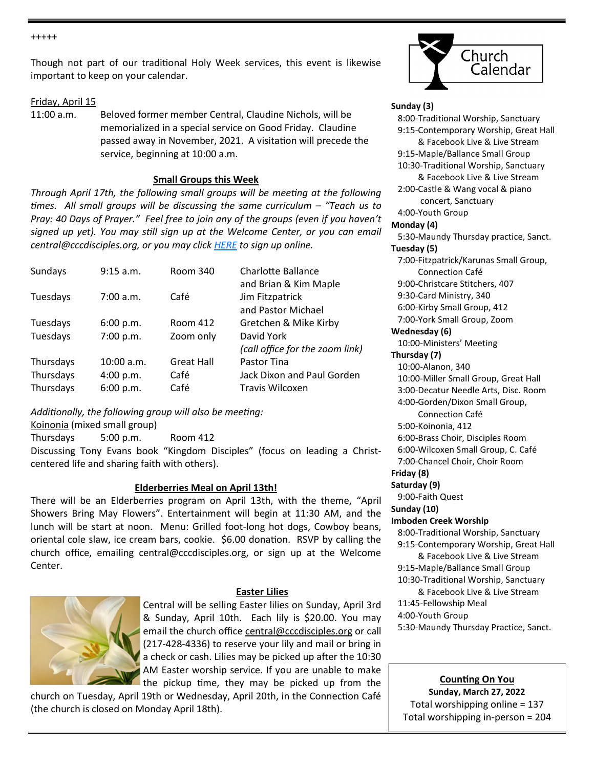+++++

Though not part of our traditional Holy Week services, this event is likewise important to keep on your calendar.

Friday, April 15

11:00 a.m. Beloved former member Central, Claudine Nichols, will be memorialized in a special service on Good Friday. Claudine passed away in November, 2021. A visitation will precede the service, beginning at 10:00 a.m.

## Small Groups this Week

*Through April 17th, the following small groups will be meeting at the following times. All small groups will be discussing the same curriculum – "Teach us to Pray: 40 Days of Prayer." Feel free to join any of the groups (even if you haven't signed up yet). You may still sign up at the Welcome Center, or you can email central@cccdisciples.org, or you may click HERE to sign up online.*

| | | | |
|---|---|---|---|
| Sundays | 9:15 a.m. | Room 340 | Charlotte Ballance and Brian & Kim Maple |
| Tuesdays | 7:00 a.m. | Café | Jim Fitzpatrick and Pastor Michael |
| Tuesdays | 6:00 p.m. | Room 412 | Gretchen & Mike Kirby |
| Tuesdays | 7:00 p.m. | Zoom only | David York *(call office for the zoom link)* |
| Thursdays | 10:00 a.m. | Great Hall | Pastor Tina |
| Thursdays | 4:00 p.m. | Café | Jack Dixon and Paul Gorden |
| Thursdays | 6:00 p.m. | Café | Travis Wilcoxen |

*Additionally, the following group will also be meeting:*

Koinonia (mixed small group)

Thursdays 5:00 p.m. Room 412

Discussing Tony Evans book "Kingdom Disciples" (focus on leading a Christ-centered life and sharing faith with others).

## Elderberries Meal on April 13th!

There will be an Elderberries program on April 13th, with the theme, "April Showers Bring May Flowers". Entertainment will begin at 11:30 AM, and the lunch will be start at noon. Menu: Grilled foot-long hot dogs, Cowboy beans, oriental cole slaw, ice cream bars, cookie. $6.00 donation. RSVP by calling the church office, emailing central@cccdisciples.org, or sign up at the Welcome Center.

## Easter Lilies

Central will be selling Easter lilies on Sunday, April 3rd & Sunday, April 10th. Each lily is $20.00. You may email the church office central@cccdisciples.org or call (217-428-4336) to reserve your lily and mail or bring in a check or cash. Lilies may be picked up after the 10:30 AM Easter worship service. If you are unable to make the pickup time, they may be picked up from the church on Tuesday, April 19th or Wednesday, April 20th, in the Connection Café (the church is closed on Monday April 18th).

## Church Calendar

**Sunday (3)**
- 8:00-Traditional Worship, Sanctuary
- 9:15-Contemporary Worship, Great Hall & Facebook Live & Live Stream
- 9:15-Maple/Ballance Small Group
- 10:30-Traditional Worship, Sanctuary & Facebook Live & Live Stream
- 2:00-Castle & Wang vocal & piano concert, Sanctuary
- 4:00-Youth Group

**Monday (4)**
- 5:30-Maundy Thursday practice, Sanct.

**Tuesday (5)**
- 7:00-Fitzpatrick/Karunas Small Group, Connection Café
- 9:00-Christcare Stitchers, 407
- 9:30-Card Ministry, 340
- 6:00-Kirby Small Group, 412
- 7:00-York Small Group, Zoom

**Wednesday (6)**
- 10:00-Ministers' Meeting

**Thursday (7)**
- 10:00-Alanon, 340
- 10:00-Miller Small Group, Great Hall
- 3:00-Decatur Needle Arts, Disc. Room
- 4:00-Gorden/Dixon Small Group, Connection Café
- 5:00-Koinonia, 412
- 6:00-Brass Choir, Disciples Room
- 6:00-Wilcoxen Small Group, C. Café
- 7:00-Chancel Choir, Choir Room

**Friday (8)**

**Saturday (9)**
- 9:00-Faith Quest

**Sunday (10)**

**Imboden Creek Worship**
- 8:00-Traditional Worship, Sanctuary
- 9:15-Contemporary Worship, Great Hall & Facebook Live & Live Stream
- 9:15-Maple/Ballance Small Group
- 10:30-Traditional Worship, Sanctuary & Facebook Live & Live Stream
- 11:45-Fellowship Meal
- 4:00-Youth Group
- 5:30-Maundy Thursday Practice, Sanct.

## Counting On You

**Sunday, March 27, 2022**

Total worshipping online = 137

Total worshipping in-person = 204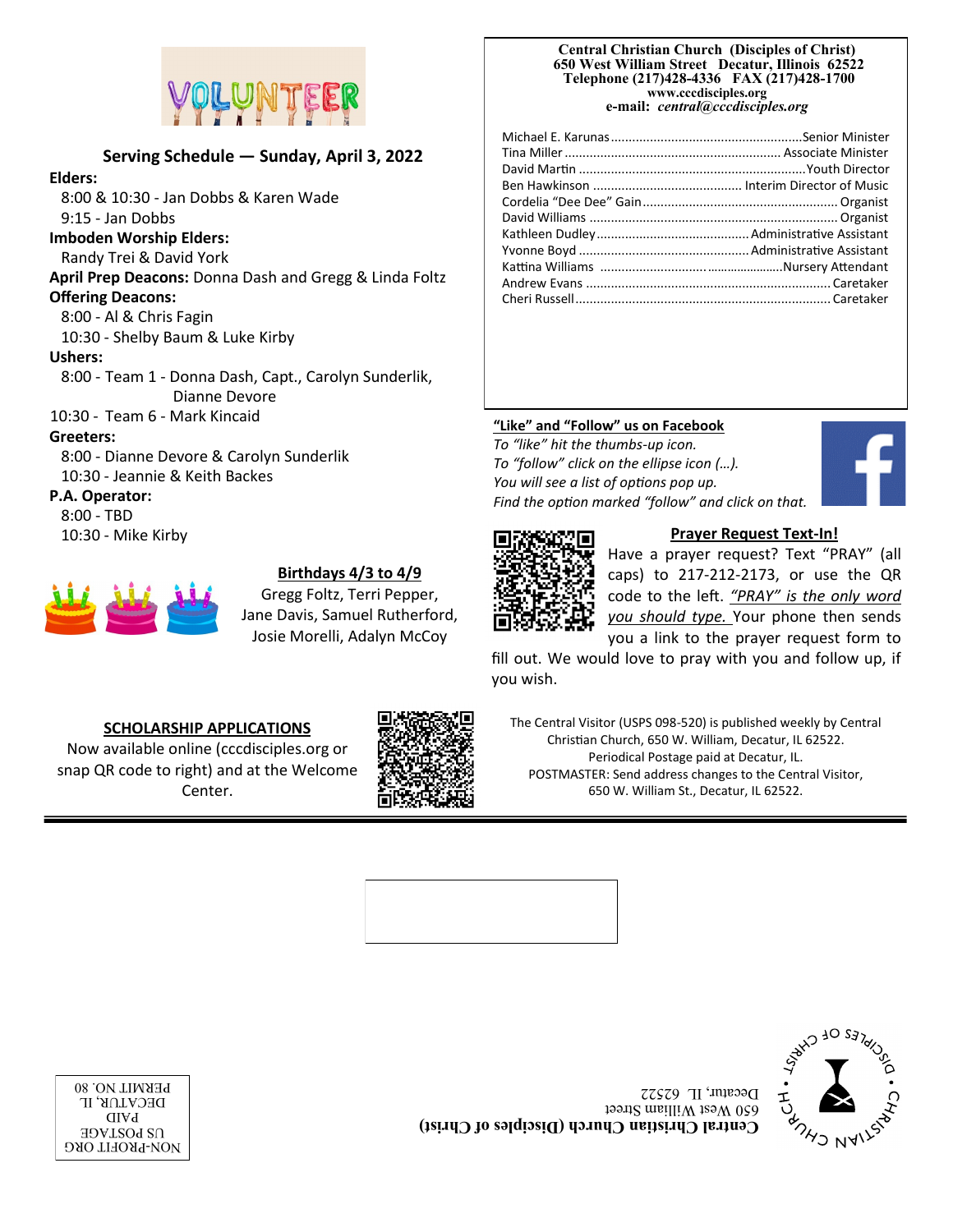VOLUNTEER

## Serving Schedule — Sunday, April 3, 2022

**Elders:**
8:00 & 10:30 - Jan Dobbs & Karen Wade
9:15 - Jan Dobbs

**Imboden Worship Elders:**
Randy Trei & David York

**April Prep Deacons:** Donna Dash and Gregg & Linda Foltz

**Offering Deacons:**
8:00 - Al & Chris Fagin
10:30 - Shelby Baum & Luke Kirby

**Ushers:**
8:00 - Team 1 - Donna Dash, Capt., Carolyn Sunderlik, Dianne Devore
10:30 - Team 6 - Mark Kincaid

**Greeters:**
8:00 - Dianne Devore & Carolyn Sunderlik
10:30 - Jeannie & Keith Backes

**P.A. Operator:**
8:00 - TBD
10:30 - Mike Kirby

**Birthdays 4/3 to 4/9**

Gregg Foltz, Terri Pepper, Jane Davis, Samuel Rutherford, Josie Morelli, Adalyn McCoy

**SCHOLARSHIP APPLICATIONS**

Now available online (cccdisciples.org or snap QR code to right) and at the Welcome Center.

**Central Christian Church (Disciples of Christ)**
**650 West William Street Decatur, Illinois 62522**
**Telephone (217)428-4336 FAX (217)428-1700**
**www.cccdisciples.org**
**e-mail:** ***central@cccdisciples.org***

| | |
|---|---|
| Michael E. Karunas | Senior Minister |
| Tina Miller | Associate Minister |
| David Martin | Youth Director |
| Ben Hawkinson | Interim Director of Music |
| Cordelia "Dee Dee" Gain | Organist |
| David Williams | Organist |
| Kathleen Dudley | Administrative Assistant |
| Yvonne Boyd | Administrative Assistant |
| Kattina Williams | Nursery Attendant |
| Andrew Evans | Caretaker |
| Cheri Russell | Caretaker |

**"Like" and "Follow" us on Facebook**

*To "like" hit the thumbs-up icon.*
*To "follow" click on the ellipse icon (…).*
*You will see a list of options pop up.*
*Find the option marked "follow" and click on that.*

**Prayer Request Text-In!**

Have a prayer request? Text "PRAY" (all caps) to 217-212-2173, or use the QR code to the left. *"PRAY" is the only word you should type.* Your phone then sends you a link to the prayer request form to fill out. We would love to pray with you and follow up, if you wish.

The Central Visitor (USPS 098-520) is published weekly by Central Christian Church, 650 W. William, Decatur, IL 62522.
Periodical Postage paid at Decatur, IL.
POSTMASTER: Send address changes to the Central Visitor, 650 W. William St., Decatur, IL 62522.

**Central Christian Church (Disciples of Christ)**
650 West William Street
Decatur, IL 62522

DISCIPLES OF CHRIST • CHRISTIAN CHURCH •

NON-PROFIT ORG
US POSTAGE
PAID
DECATUR, IL
PERMIT NO. 80